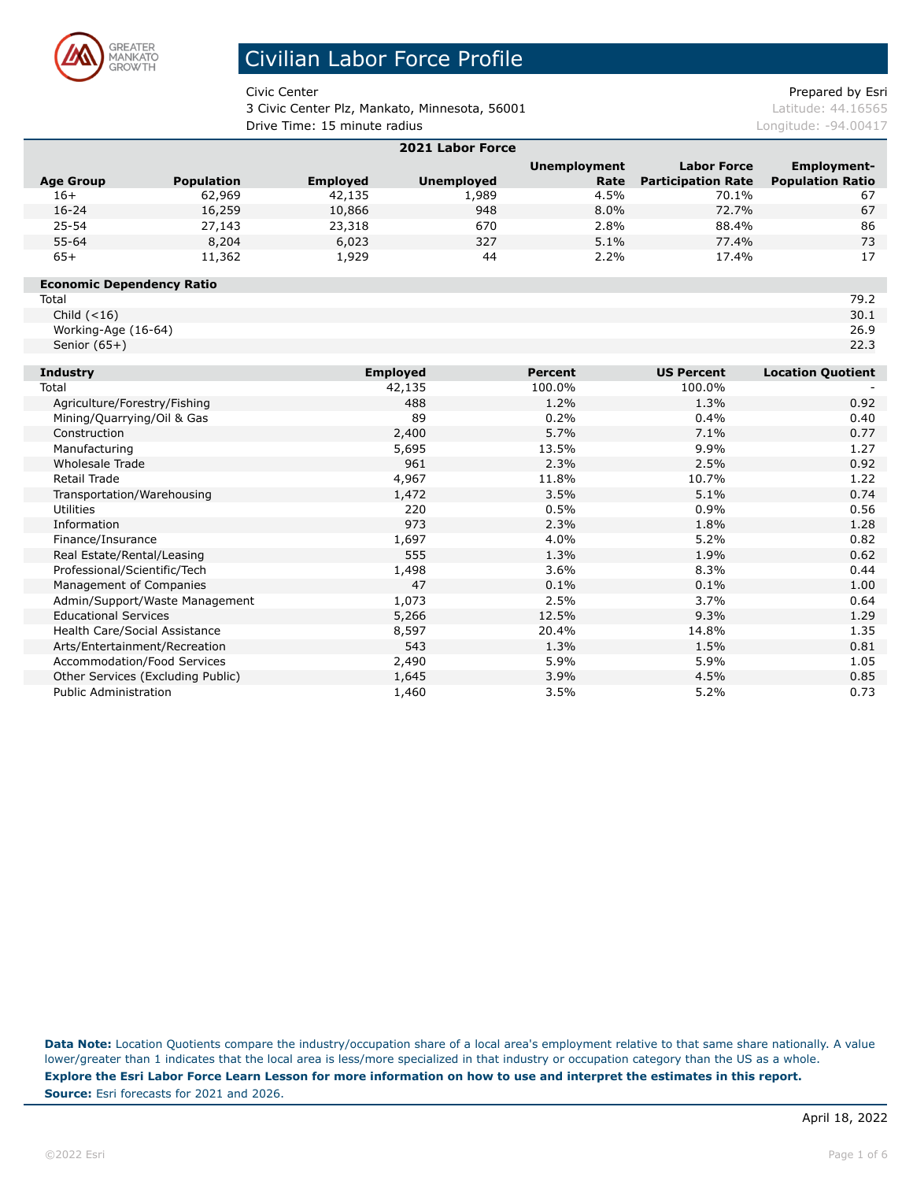# Civilian Labor Force Profile

Civic Center
3 Civic Center Plz, Mankato, Minnesota, 56001
Drive Time: 15 minute radius

Prepared by Esri
Latitude: 44.16565
Longitude: -94.00417

## 2021 Labor Force

| Age Group | Population | Employed | Unemployed | Unemployment Rate | Labor Force Participation Rate | Employment-Population Ratio |
|---|---|---|---|---|---|---|
| 16+ | 62,969 | 42,135 | 1,989 | 4.5% | 70.1% | 67 |
| 16-24 | 16,259 | 10,866 | 948 | 8.0% | 72.7% | 67 |
| 25-54 | 27,143 | 23,318 | 670 | 2.8% | 88.4% | 86 |
| 55-64 | 8,204 | 6,023 | 327 | 5.1% | 77.4% | 73 |
| 65+ | 11,362 | 1,929 | 44 | 2.2% | 17.4% | 17 |

| Economic Dependency Ratio | |
|---|---|
| Total | 79.2 |
| Child (<16) | 30.1 |
| Working-Age (16-64) | 26.9 |
| Senior (65+) | 22.3 |

| Industry | Employed | Percent | US Percent | Location Quotient |
|---|---|---|---|---|
| Total | 42,135 | 100.0% | 100.0% | - |
| Agriculture/Forestry/Fishing | 488 | 1.2% | 1.3% | 0.92 |
| Mining/Quarrying/Oil & Gas | 89 | 0.2% | 0.4% | 0.40 |
| Construction | 2,400 | 5.7% | 7.1% | 0.77 |
| Manufacturing | 5,695 | 13.5% | 9.9% | 1.27 |
| Wholesale Trade | 961 | 2.3% | 2.5% | 0.92 |
| Retail Trade | 4,967 | 11.8% | 10.7% | 1.22 |
| Transportation/Warehousing | 1,472 | 3.5% | 5.1% | 0.74 |
| Utilities | 220 | 0.5% | 0.9% | 0.56 |
| Information | 973 | 2.3% | 1.8% | 1.28 |
| Finance/Insurance | 1,697 | 4.0% | 5.2% | 0.82 |
| Real Estate/Rental/Leasing | 555 | 1.3% | 1.9% | 0.62 |
| Professional/Scientific/Tech | 1,498 | 3.6% | 8.3% | 0.44 |
| Management of Companies | 47 | 0.1% | 0.1% | 1.00 |
| Admin/Support/Waste Management | 1,073 | 2.5% | 3.7% | 0.64 |
| Educational Services | 5,266 | 12.5% | 9.3% | 1.29 |
| Health Care/Social Assistance | 8,597 | 20.4% | 14.8% | 1.35 |
| Arts/Entertainment/Recreation | 543 | 1.3% | 1.5% | 0.81 |
| Accommodation/Food Services | 2,490 | 5.9% | 5.9% | 1.05 |
| Other Services (Excluding Public) | 1,645 | 3.9% | 4.5% | 0.85 |
| Public Administration | 1,460 | 3.5% | 5.2% | 0.73 |

**Data Note:** Location Quotients compare the industry/occupation share of a local area's employment relative to that same share nationally. A value lower/greater than 1 indicates that the local area is less/more specialized in that industry or occupation category than the US as a whole.

**Explore the Esri Labor Force Learn Lesson for more information on how to use and interpret the estimates in this report.**

**Source:** Esri forecasts for 2021 and 2026.

April 18, 2022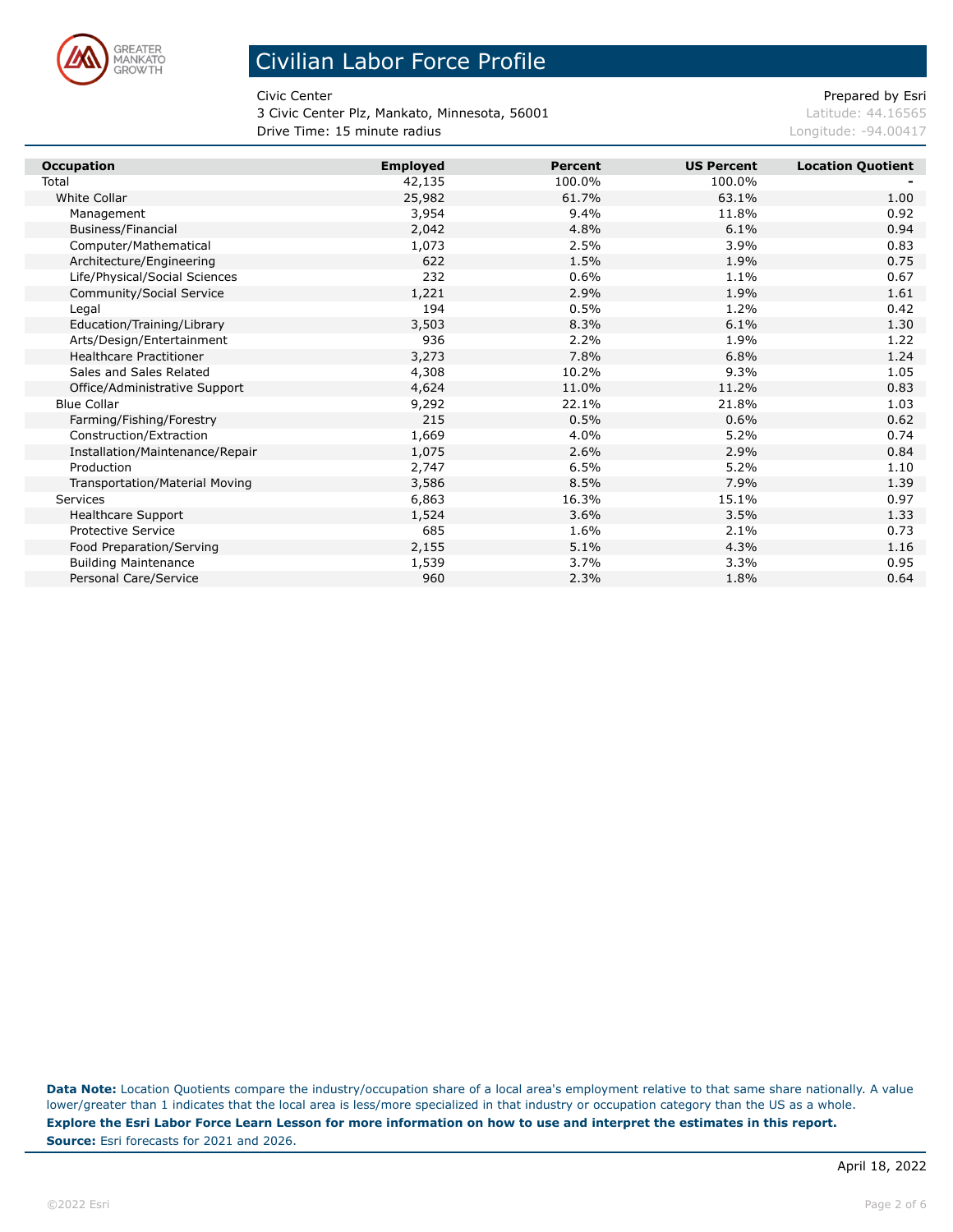# Civilian Labor Force Profile

Civic Center
3 Civic Center Plz, Mankato, Minnesota, 56001
Drive Time: 15 minute radius

Prepared by Esri
Latitude: 44.16565
Longitude: -94.00417

| Occupation | Employed | Percent | US Percent | Location Quotient |
|---|---|---|---|---|
| Total | 42,135 | 100.0% | 100.0% | - |
| White Collar | 25,982 | 61.7% | 63.1% | 1.00 |
| Management | 3,954 | 9.4% | 11.8% | 0.92 |
| Business/Financial | 2,042 | 4.8% | 6.1% | 0.94 |
| Computer/Mathematical | 1,073 | 2.5% | 3.9% | 0.83 |
| Architecture/Engineering | 622 | 1.5% | 1.9% | 0.75 |
| Life/Physical/Social Sciences | 232 | 0.6% | 1.1% | 0.67 |
| Community/Social Service | 1,221 | 2.9% | 1.9% | 1.61 |
| Legal | 194 | 0.5% | 1.2% | 0.42 |
| Education/Training/Library | 3,503 | 8.3% | 6.1% | 1.30 |
| Arts/Design/Entertainment | 936 | 2.2% | 1.9% | 1.22 |
| Healthcare Practitioner | 3,273 | 7.8% | 6.8% | 1.24 |
| Sales and Sales Related | 4,308 | 10.2% | 9.3% | 1.05 |
| Office/Administrative Support | 4,624 | 11.0% | 11.2% | 0.83 |
| Blue Collar | 9,292 | 22.1% | 21.8% | 1.03 |
| Farming/Fishing/Forestry | 215 | 0.5% | 0.6% | 0.62 |
| Construction/Extraction | 1,669 | 4.0% | 5.2% | 0.74 |
| Installation/Maintenance/Repair | 1,075 | 2.6% | 2.9% | 0.84 |
| Production | 2,747 | 6.5% | 5.2% | 1.10 |
| Transportation/Material Moving | 3,586 | 8.5% | 7.9% | 1.39 |
| Services | 6,863 | 16.3% | 15.1% | 0.97 |
| Healthcare Support | 1,524 | 3.6% | 3.5% | 1.33 |
| Protective Service | 685 | 1.6% | 2.1% | 0.73 |
| Food Preparation/Serving | 2,155 | 5.1% | 4.3% | 1.16 |
| Building Maintenance | 1,539 | 3.7% | 3.3% | 0.95 |
| Personal Care/Service | 960 | 2.3% | 1.8% | 0.64 |

**Data Note:** Location Quotients compare the industry/occupation share of a local area's employment relative to that same share nationally. A value lower/greater than 1 indicates that the local area is less/more specialized in that industry or occupation category than the US as a whole.

**Explore the Esri Labor Force Learn Lesson for more information on how to use and interpret the estimates in this report.**

**Source:** Esri forecasts for 2021 and 2026.

April 18, 2022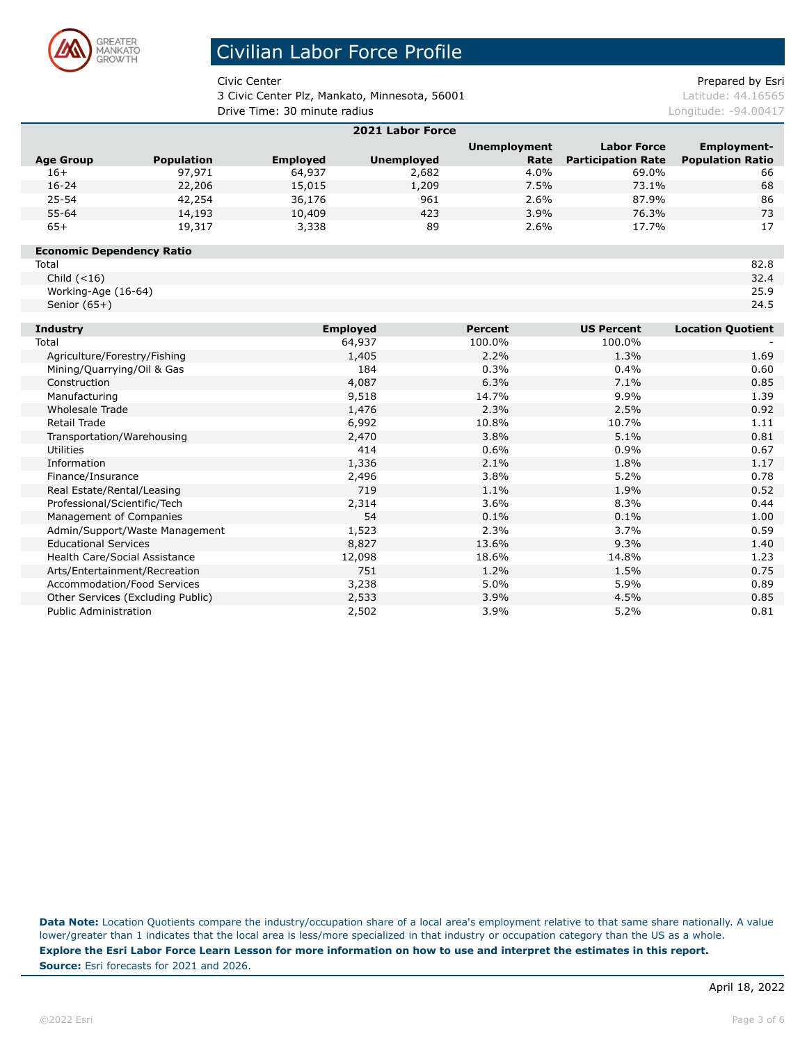# Civilian Labor Force Profile

Civic Center
3 Civic Center Plz, Mankato, Minnesota, 56001
Drive Time: 30 minute radius

Prepared by Esri
Latitude: 44.16565
Longitude: -94.00417

**2021 Labor Force**

| Age Group | Population | Employed | Unemployed | Unemployment Rate | Labor Force Participation Rate | Employment-Population Ratio |
|---|---|---|---|---|---|---|
| 16+ | 97,971 | 64,937 | 2,682 | 4.0% | 69.0% | 66 |
| 16-24 | 22,206 | 15,015 | 1,209 | 7.5% | 73.1% | 68 |
| 25-54 | 42,254 | 36,176 | 961 | 2.6% | 87.9% | 86 |
| 55-64 | 14,193 | 10,409 | 423 | 3.9% | 76.3% | 73 |
| 65+ | 19,317 | 3,338 | 89 | 2.6% | 17.7% | 17 |

| Economic Dependency Ratio | |
|---|---|
| Total | 82.8 |
| Child (<16) | 32.4 |
| Working-Age (16-64) | 25.9 |
| Senior (65+) | 24.5 |

| Industry | Employed | Percent | US Percent | Location Quotient |
|---|---|---|---|---|
| Total | 64,937 | 100.0% | 100.0% | - |
| Agriculture/Forestry/Fishing | 1,405 | 2.2% | 1.3% | 1.69 |
| Mining/Quarrying/Oil & Gas | 184 | 0.3% | 0.4% | 0.60 |
| Construction | 4,087 | 6.3% | 7.1% | 0.85 |
| Manufacturing | 9,518 | 14.7% | 9.9% | 1.39 |
| Wholesale Trade | 1,476 | 2.3% | 2.5% | 0.92 |
| Retail Trade | 6,992 | 10.8% | 10.7% | 1.11 |
| Transportation/Warehousing | 2,470 | 3.8% | 5.1% | 0.81 |
| Utilities | 414 | 0.6% | 0.9% | 0.67 |
| Information | 1,336 | 2.1% | 1.8% | 1.17 |
| Finance/Insurance | 2,496 | 3.8% | 5.2% | 0.78 |
| Real Estate/Rental/Leasing | 719 | 1.1% | 1.9% | 0.52 |
| Professional/Scientific/Tech | 2,314 | 3.6% | 8.3% | 0.44 |
| Management of Companies | 54 | 0.1% | 0.1% | 1.00 |
| Admin/Support/Waste Management | 1,523 | 2.3% | 3.7% | 0.59 |
| Educational Services | 8,827 | 13.6% | 9.3% | 1.40 |
| Health Care/Social Assistance | 12,098 | 18.6% | 14.8% | 1.23 |
| Arts/Entertainment/Recreation | 751 | 1.2% | 1.5% | 0.75 |
| Accommodation/Food Services | 3,238 | 5.0% | 5.9% | 0.89 |
| Other Services (Excluding Public) | 2,533 | 3.9% | 4.5% | 0.85 |
| Public Administration | 2,502 | 3.9% | 5.2% | 0.81 |

**Data Note:** Location Quotients compare the industry/occupation share of a local area's employment relative to that same share nationally. A value lower/greater than 1 indicates that the local area is less/more specialized in that industry or occupation category than the US as a whole.

**Explore the Esri Labor Force Learn Lesson for more information on how to use and interpret the estimates in this report.**

**Source:** Esri forecasts for 2021 and 2026.

April 18, 2022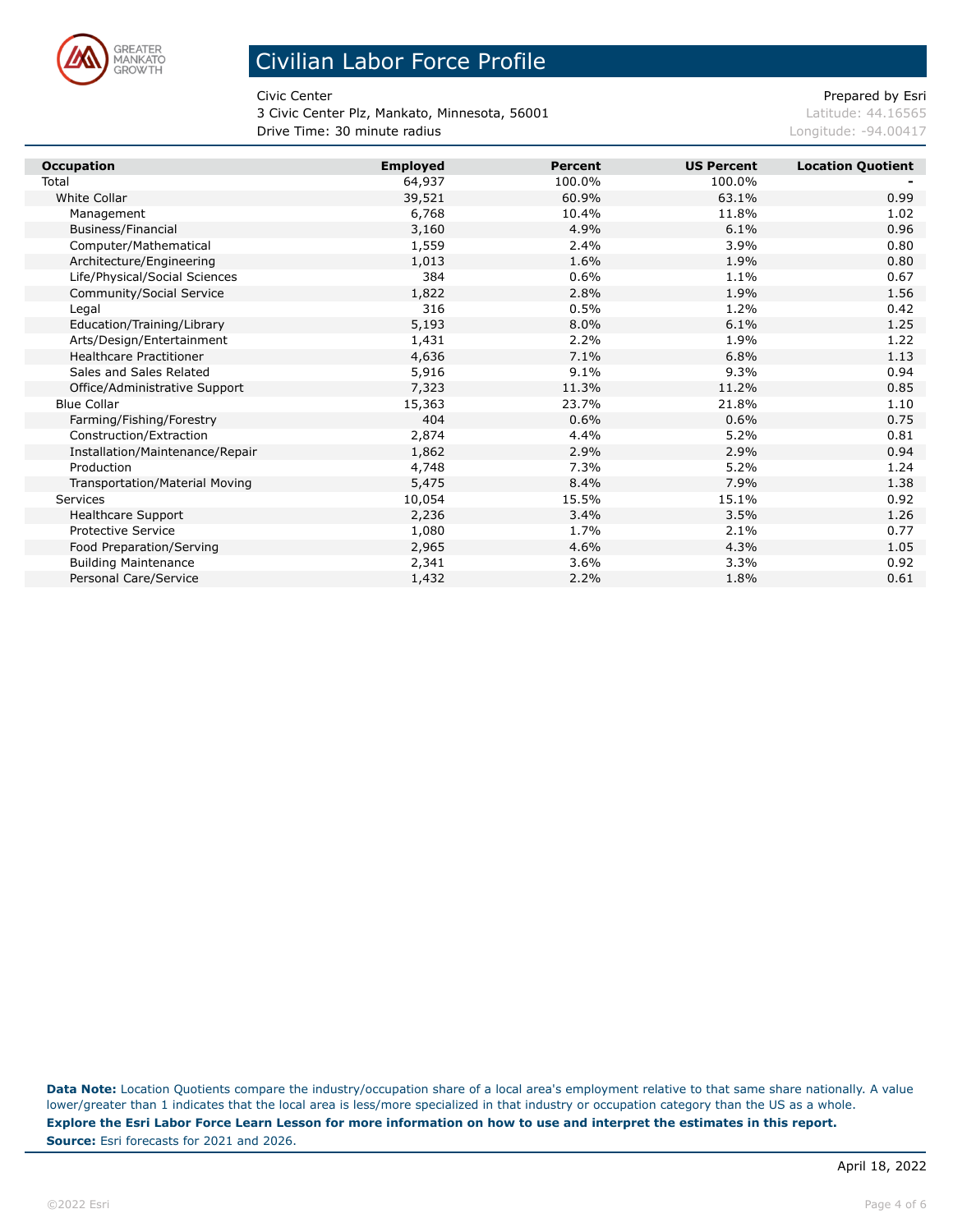# Civilian Labor Force Profile

Civic Center
3 Civic Center Plz, Mankato, Minnesota, 56001
Drive Time: 30 minute radius

Prepared by Esri
Latitude: 44.16565
Longitude: -94.00417

| Occupation | Employed | Percent | US Percent | Location Quotient |
|---|---|---|---|---|
| Total | 64,937 | 100.0% | 100.0% | - |
| White Collar | 39,521 | 60.9% | 63.1% | 0.99 |
| Management | 6,768 | 10.4% | 11.8% | 1.02 |
| Business/Financial | 3,160 | 4.9% | 6.1% | 0.96 |
| Computer/Mathematical | 1,559 | 2.4% | 3.9% | 0.80 |
| Architecture/Engineering | 1,013 | 1.6% | 1.9% | 0.80 |
| Life/Physical/Social Sciences | 384 | 0.6% | 1.1% | 0.67 |
| Community/Social Service | 1,822 | 2.8% | 1.9% | 1.56 |
| Legal | 316 | 0.5% | 1.2% | 0.42 |
| Education/Training/Library | 5,193 | 8.0% | 6.1% | 1.25 |
| Arts/Design/Entertainment | 1,431 | 2.2% | 1.9% | 1.22 |
| Healthcare Practitioner | 4,636 | 7.1% | 6.8% | 1.13 |
| Sales and Sales Related | 5,916 | 9.1% | 9.3% | 0.94 |
| Office/Administrative Support | 7,323 | 11.3% | 11.2% | 0.85 |
| Blue Collar | 15,363 | 23.7% | 21.8% | 1.10 |
| Farming/Fishing/Forestry | 404 | 0.6% | 0.6% | 0.75 |
| Construction/Extraction | 2,874 | 4.4% | 5.2% | 0.81 |
| Installation/Maintenance/Repair | 1,862 | 2.9% | 2.9% | 0.94 |
| Production | 4,748 | 7.3% | 5.2% | 1.24 |
| Transportation/Material Moving | 5,475 | 8.4% | 7.9% | 1.38 |
| Services | 10,054 | 15.5% | 15.1% | 0.92 |
| Healthcare Support | 2,236 | 3.4% | 3.5% | 1.26 |
| Protective Service | 1,080 | 1.7% | 2.1% | 0.77 |
| Food Preparation/Serving | 2,965 | 4.6% | 4.3% | 1.05 |
| Building Maintenance | 2,341 | 3.6% | 3.3% | 0.92 |
| Personal Care/Service | 1,432 | 2.2% | 1.8% | 0.61 |

**Data Note:** Location Quotients compare the industry/occupation share of a local area's employment relative to that same share nationally. A value lower/greater than 1 indicates that the local area is less/more specialized in that industry or occupation category than the US as a whole.

**Explore the Esri Labor Force Learn Lesson for more information on how to use and interpret the estimates in this report.**

**Source:** Esri forecasts for 2021 and 2026.

April 18, 2022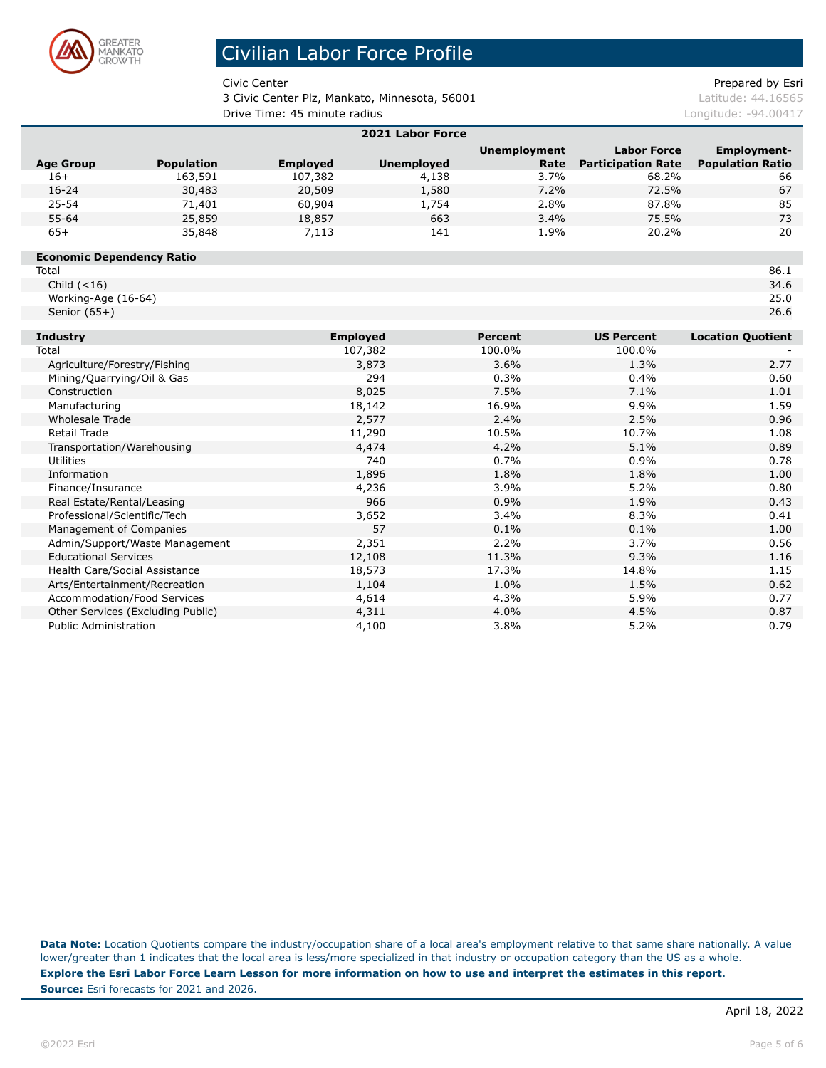# Civilian Labor Force Profile

Civic Center
3 Civic Center Plz, Mankato, Minnesota, 56001
Drive Time: 45 minute radius

Prepared by Esri
Latitude: 44.16565
Longitude: -94.00417

| 2021 Labor Force | | | | | | |
|---|---|---|---|---|---|---|
| **Age Group** | **Population** | **Employed** | **Unemployed** | **Unemployment Rate** | **Labor Force Participation Rate** | **Employment-Population Ratio** |
| 16+ | 163,591 | 107,382 | 4,138 | 3.7% | 68.2% | 66 |
| 16-24 | 30,483 | 20,509 | 1,580 | 7.2% | 72.5% | 67 |
| 25-54 | 71,401 | 60,904 | 1,754 | 2.8% | 87.8% | 85 |
| 55-64 | 25,859 | 18,857 | 663 | 3.4% | 75.5% | 73 |
| 65+ | 35,848 | 7,113 | 141 | 1.9% | 20.2% | 20 |

| **Economic Dependency Ratio** | |
|---|---|
| Total | 86.1 |
| Child (<16) | 34.6 |
| Working-Age (16-64) | 25.0 |
| Senior (65+) | 26.6 |

| **Industry** | **Employed** | **Percent** | **US Percent** | **Location Quotient** |
|---|---|---|---|---|
| Total | 107,382 | 100.0% | 100.0% | - |
| Agriculture/Forestry/Fishing | 3,873 | 3.6% | 1.3% | 2.77 |
| Mining/Quarrying/Oil & Gas | 294 | 0.3% | 0.4% | 0.60 |
| Construction | 8,025 | 7.5% | 7.1% | 1.01 |
| Manufacturing | 18,142 | 16.9% | 9.9% | 1.59 |
| Wholesale Trade | 2,577 | 2.4% | 2.5% | 0.96 |
| Retail Trade | 11,290 | 10.5% | 10.7% | 1.08 |
| Transportation/Warehousing | 4,474 | 4.2% | 5.1% | 0.89 |
| Utilities | 740 | 0.7% | 0.9% | 0.78 |
| Information | 1,896 | 1.8% | 1.8% | 1.00 |
| Finance/Insurance | 4,236 | 3.9% | 5.2% | 0.80 |
| Real Estate/Rental/Leasing | 966 | 0.9% | 1.9% | 0.43 |
| Professional/Scientific/Tech | 3,652 | 3.4% | 8.3% | 0.41 |
| Management of Companies | 57 | 0.1% | 0.1% | 1.00 |
| Admin/Support/Waste Management | 2,351 | 2.2% | 3.7% | 0.56 |
| Educational Services | 12,108 | 11.3% | 9.3% | 1.16 |
| Health Care/Social Assistance | 18,573 | 17.3% | 14.8% | 1.15 |
| Arts/Entertainment/Recreation | 1,104 | 1.0% | 1.5% | 0.62 |
| Accommodation/Food Services | 4,614 | 4.3% | 5.9% | 0.77 |
| Other Services (Excluding Public) | 4,311 | 4.0% | 4.5% | 0.87 |
| Public Administration | 4,100 | 3.8% | 5.2% | 0.79 |

**Data Note:** Location Quotients compare the industry/occupation share of a local area's employment relative to that same share nationally. A value lower/greater than 1 indicates that the local area is less/more specialized in that industry or occupation category than the US as a whole.

**Explore the Esri Labor Force Learn Lesson for more information on how to use and interpret the estimates in this report.**

**Source:** Esri forecasts for 2021 and 2026.

April 18, 2022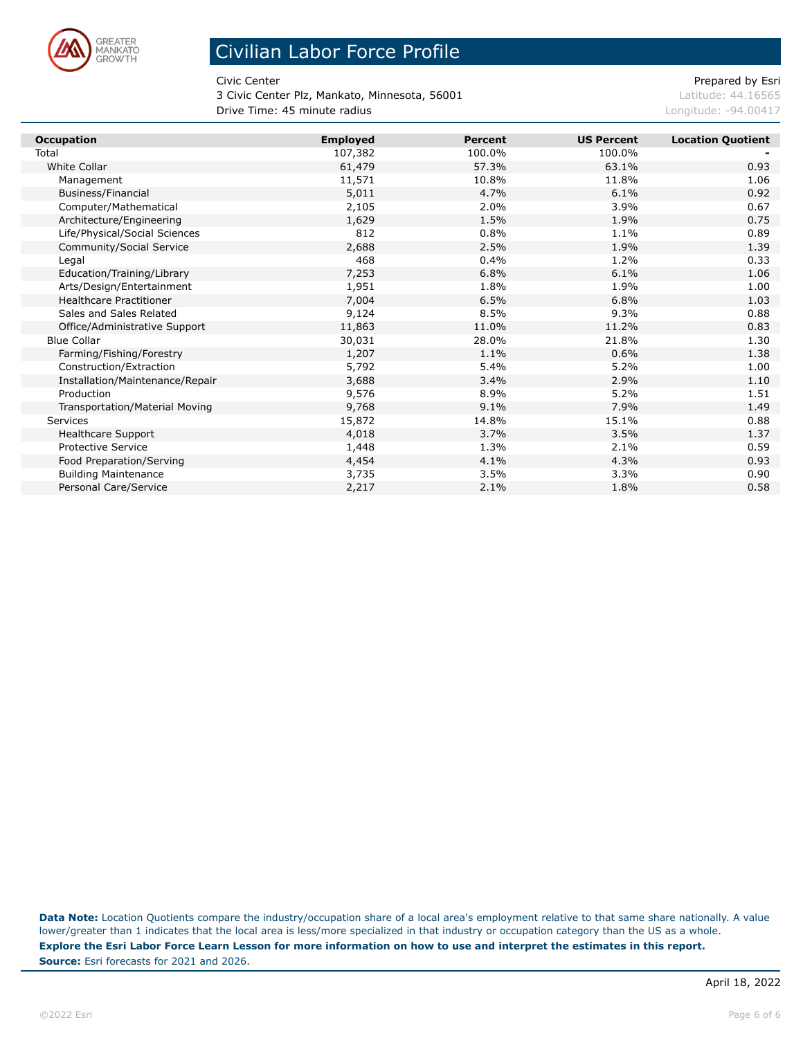# Civilian Labor Force Profile

Civic Center
3 Civic Center Plz, Mankato, Minnesota, 56001
Drive Time: 45 minute radius

Prepared by Esri
Latitude: 44.16565
Longitude: -94.00417

| Occupation | Employed | Percent | US Percent | Location Quotient |
|---|---|---|---|---|
| Total | 107,382 | 100.0% | 100.0% | - |
| White Collar | 61,479 | 57.3% | 63.1% | 0.93 |
| Management | 11,571 | 10.8% | 11.8% | 1.06 |
| Business/Financial | 5,011 | 4.7% | 6.1% | 0.92 |
| Computer/Mathematical | 2,105 | 2.0% | 3.9% | 0.67 |
| Architecture/Engineering | 1,629 | 1.5% | 1.9% | 0.75 |
| Life/Physical/Social Sciences | 812 | 0.8% | 1.1% | 0.89 |
| Community/Social Service | 2,688 | 2.5% | 1.9% | 1.39 |
| Legal | 468 | 0.4% | 1.2% | 0.33 |
| Education/Training/Library | 7,253 | 6.8% | 6.1% | 1.06 |
| Arts/Design/Entertainment | 1,951 | 1.8% | 1.9% | 1.00 |
| Healthcare Practitioner | 7,004 | 6.5% | 6.8% | 1.03 |
| Sales and Sales Related | 9,124 | 8.5% | 9.3% | 0.88 |
| Office/Administrative Support | 11,863 | 11.0% | 11.2% | 0.83 |
| Blue Collar | 30,031 | 28.0% | 21.8% | 1.30 |
| Farming/Fishing/Forestry | 1,207 | 1.1% | 0.6% | 1.38 |
| Construction/Extraction | 5,792 | 5.4% | 5.2% | 1.00 |
| Installation/Maintenance/Repair | 3,688 | 3.4% | 2.9% | 1.10 |
| Production | 9,576 | 8.9% | 5.2% | 1.51 |
| Transportation/Material Moving | 9,768 | 9.1% | 7.9% | 1.49 |
| Services | 15,872 | 14.8% | 15.1% | 0.88 |
| Healthcare Support | 4,018 | 3.7% | 3.5% | 1.37 |
| Protective Service | 1,448 | 1.3% | 2.1% | 0.59 |
| Food Preparation/Serving | 4,454 | 4.1% | 4.3% | 0.93 |
| Building Maintenance | 3,735 | 3.5% | 3.3% | 0.90 |
| Personal Care/Service | 2,217 | 2.1% | 1.8% | 0.58 |

**Data Note:** Location Quotients compare the industry/occupation share of a local area's employment relative to that same share nationally. A value lower/greater than 1 indicates that the local area is less/more specialized in that industry or occupation category than the US as a whole.

**Explore the Esri Labor Force Learn Lesson for more information on how to use and interpret the estimates in this report.**

**Source:** Esri forecasts for 2021 and 2026.

April 18, 2022